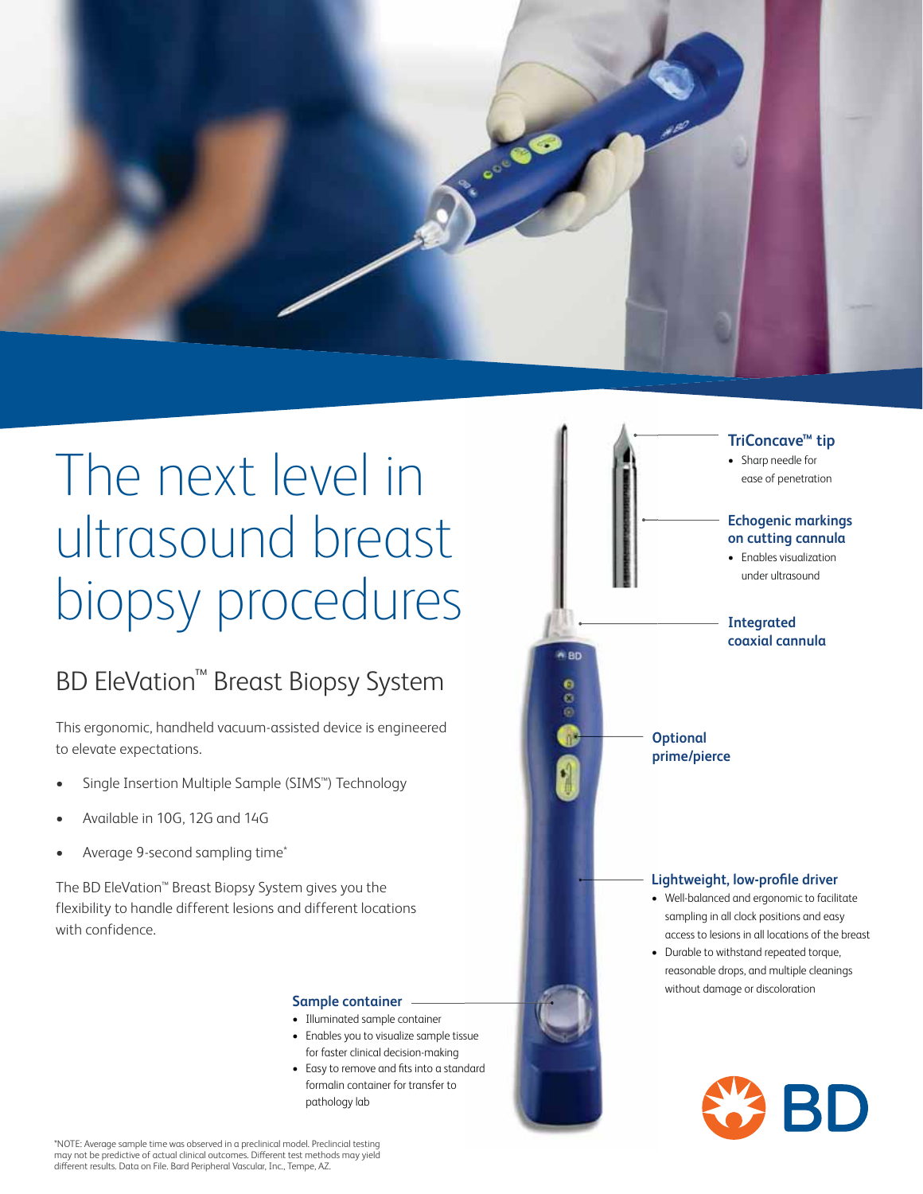# The next level in ultrasound breast biopsy procedures

## BD EleVation™ Breast Biopsy System

This ergonomic, handheld vacuum-assisted device is engineered to elevate expectations.

- Single Insertion Multiple Sample (SIMS™) Technology
- Available in 10G, 12G and 14G
- Average 9-second sampling time*

The BD EleVation™ Breast Biopsy System gives you the flexibility to handle different lesions and different locations with confidence.

### TriConcave™ tip

- Sharp needle for ease of penetration

### Echogenic markings on cutting cannula

- Enables visualization under ultrasound

### Integrated coaxial cannula

### Optional prime/pierce

### Lightweight, low-profile driver

- Well-balanced and ergonomic to facilitate sampling in all clock positions and easy access to lesions in all locations of the breast
- Durable to withstand repeated torque, reasonable drops, and multiple cleanings without damage or discoloration

### Sample container

- Illuminated sample container
- Enables you to visualize sample tissue for faster clinical decision-making
- Easy to remove and fits into a standard formalin container for transfer to pathology lab

BD

*NOTE: Average sample time was observed in a preclinical model. Preclincial testing may not be predictive of actual clinical outcomes. Different test methods may yield different results. Data on File. Bard Peripheral Vascular, Inc., Tempe, AZ.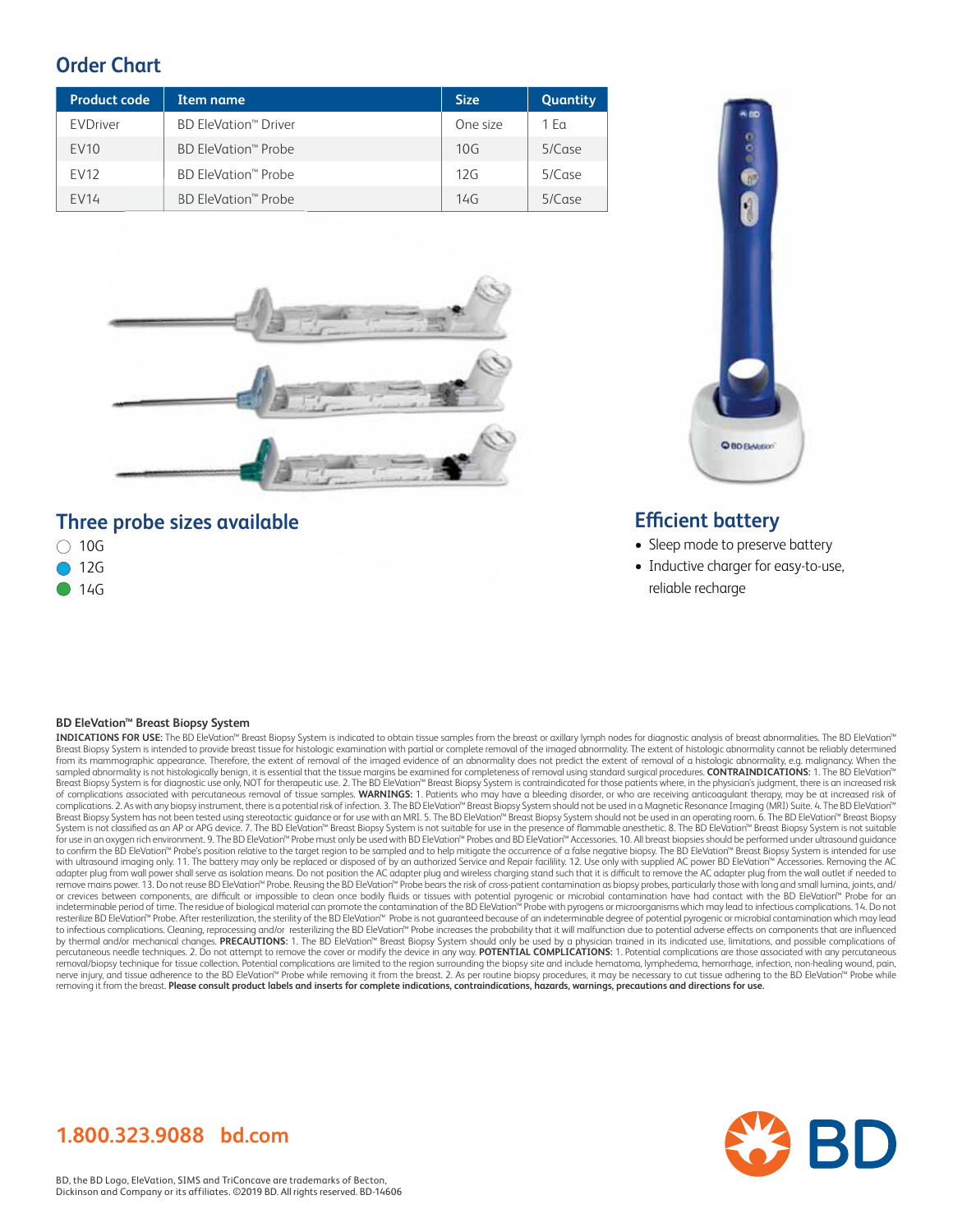## Order Chart

| Product code | Item name | Size | Quantity |
|---|---|---|---|
| EVDriver | BD EleVation™ Driver | One size | 1 Ea |
| EV10 | BD EleVation™ Probe | 10G | 5/Case |
| EV12 | BD EleVation™ Probe | 12G | 5/Case |
| EV14 | BD EleVation™ Probe | 14G | 5/Case |

## Three probe sizes available

- 10G
- 12G
- 14G

## Efficient battery

- Sleep mode to preserve battery
- Inductive charger for easy-to-use, reliable recharge

**BD EleVation™ Breast Biopsy System**

**INDICATIONS FOR USE:** The BD EleVation™ Breast Biopsy System is indicated to obtain tissue samples from the breast or axillary lymph nodes for diagnostic analysis of breast abnormalities. The BD EleVation™ Breast Biopsy System is intended to provide breast tissue for histologic examination with partial or complete removal of the imaged abnormality. The extent of histologic abnormality cannot be reliably determined from its mammographic appearance. Therefore, the extent of removal of the imaged evidence of an abnormality does not predict the extent of removal of a histologic abnormality, e.g. malignancy. When the sampled abnormality is not histologically benign, it is essential that the tissue margins be examined for completeness of removal using standard surgical procedures. **CONTRAINDICATIONS:** 1. The BD EleVation™ Breast Biopsy System is for diagnostic use only, NOT for therapeutic use. 2. The BD EleVation™ Breast Biopsy System is contraindicated for those patients where, in the physician's judgment, there is an increased risk of complications associated with percutaneous removal of tissue samples. **WARNINGS:** 1. Patients who may have a bleeding disorder, or who are receiving anticoagulant therapy, may be at increased risk of complications. 2. As with any biopsy instrument, there is a potential risk of infection. 3. The BD EleVation™ Breast Biopsy System should not be used in a Magnetic Resonance Imaging (MRI) Suite. 4. The BD EleVation™ Breast Biopsy System has not been tested using stereotactic guidance or for use with an MRI. 5. The BD EleVation™ Breast Biopsy System should not be used in an operating room. 6. The BD EleVation™ Breast Biopsy System is not classified as an AP or APG device. 7. The BD EleVation™ Breast Biopsy System is not suitable for use in the presence of flammable anesthetic. 8. The BD EleVation™ Breast Biopsy System is not suitable for use in an oxygen rich environment. 9. The BD EleVation™ Probe must only be used with BD EleVation™ Probes and BD EleVation™ Accessories. 10. All breast biopsies should be performed under ultrasound guidance to confirm the BD EleVation™ Probe's position relative to the target region to be sampled and to help mitigate the occurrence of a false negative biopsy. The BD EleVation™ Breast Biopsy System is intended for use with ultrasound imaging only. 11. The battery may only be replaced or disposed of by an authorized Service and Repair facility. 12. Use only with supplied AC power BD EleVation™ Accessories. Removing the AC adapter plug from wall power shall serve as isolation means. Do not position the AC adapter plug and wireless charging stand such that it is difficult to remove the AC adapter plug from the wall outlet if needed to remove mains power. 13. Do not reuse BD EleVation™ Probe. Reusing the BD EleVation™ Probe bears the risk of cross-patient contamination as biopsy probes, particularly those with long and small lumina, joints, and/or crevices between components, are difficult or impossible to clean once bodily fluids or tissues with potential pyrogenic or microbial contamination have had contact with the BD EleVation™ Probe for an indeterminable period of time. The residue of biological material can promote the contamination of the BD EleVation™ Probe with pyrogens or microorganisms which may lead to infectious complications. 14. Do not resterilize BD EleVation™ Probe. After resterilization, the sterility of the BD EleVation™ Probe is not guaranteed because of an indeterminable degree of potential pyrogenic or microbial contamination which may lead to infectious complications. Cleaning, reprocessing and/or resterilizing the BD EleVation™ Probe increases the probability that it will malfunction due to potential adverse effects on components that are influenced by thermal and/or mechanical changes. **PRECAUTIONS:** 1. The BD EleVation™ Breast Biopsy System should only be used by a physician trained in its indicated use, limitations, and possible complications of percutaneous needle techniques. 2. Do not attempt to remove the cover or modify the device in any way. **POTENTIAL COMPLICATIONS:** 1. Potential complications are those associated with any percutaneous removal/biopsy technique for tissue collection. Potential complications are limited to the region surrounding the biopsy site and include hematoma, lymphedema, hemorrhage, infection, non-healing wound, pain, nerve injury, and tissue adherence to the BD EleVation™ Probe while removing it from the breast. 2. As per routine biopsy procedures, it may be necessary to cut tissue adhering to the BD EleVation™ Probe while removing it from the breast. **Please consult product labels and inserts for complete indications, contraindications, hazards, warnings, precautions and directions for use.**

**1.800.323.9088 bd.com**

BD, the BD Logo, EleVation, SIMS and TriConcave are trademarks of Becton, Dickinson and Company or its affiliates. ©2019 BD. All rights reserved. BD-14606